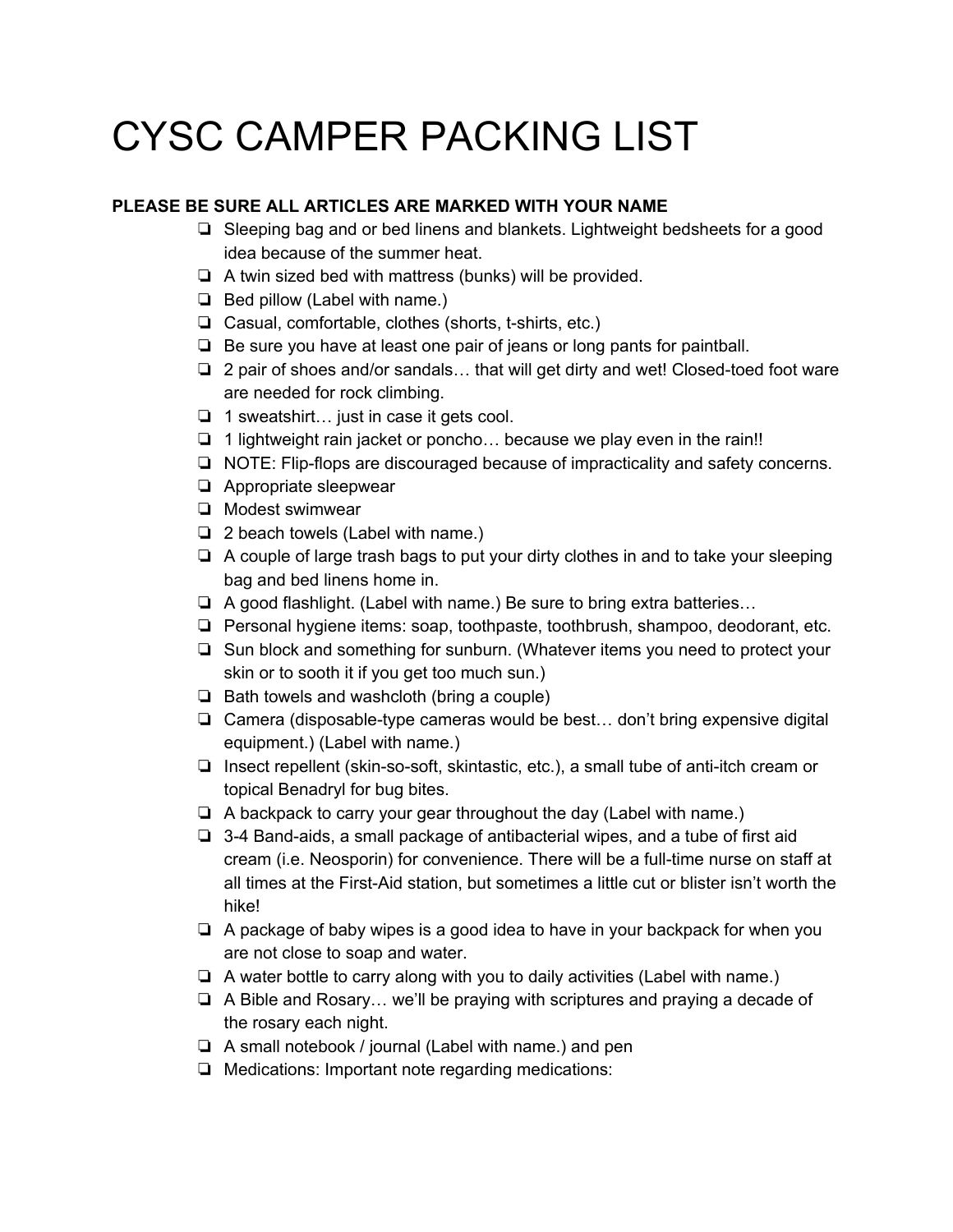# CYSC CAMPER PACKING LIST

**PLEASE BE SURE ALL ARTICLES ARE MARKED WITH YOUR NAME**

- Sleeping bag and or bed linens and blankets. Lightweight bedsheets for a good idea because of the summer heat.
- A twin sized bed with mattress (bunks) will be provided.
- Bed pillow (Label with name.)
- Casual, comfortable, clothes (shorts, t-shirts, etc.)
- Be sure you have at least one pair of jeans or long pants for paintball.
- 2 pair of shoes and/or sandals… that will get dirty and wet! Closed-toed foot ware are needed for rock climbing.
- 1 sweatshirt… just in case it gets cool.
- 1 lightweight rain jacket or poncho… because we play even in the rain!!
- NOTE: Flip-flops are discouraged because of impracticality and safety concerns.
- Appropriate sleepwear
- Modest swimwear
- 2 beach towels (Label with name.)
- A couple of large trash bags to put your dirty clothes in and to take your sleeping bag and bed linens home in.
- A good flashlight. (Label with name.) Be sure to bring extra batteries…
- Personal hygiene items: soap, toothpaste, toothbrush, shampoo, deodorant, etc.
- Sun block and something for sunburn. (Whatever items you need to protect your skin or to sooth it if you get too much sun.)
- Bath towels and washcloth (bring a couple)
- Camera (disposable-type cameras would be best… don't bring expensive digital equipment.) (Label with name.)
- Insect repellent (skin-so-soft, skintastic, etc.), a small tube of anti-itch cream or topical Benadryl for bug bites.
- A backpack to carry your gear throughout the day (Label with name.)
- 3-4 Band-aids, a small package of antibacterial wipes, and a tube of first aid cream (i.e. Neosporin) for convenience. There will be a full-time nurse on staff at all times at the First-Aid station, but sometimes a little cut or blister isn't worth the hike!
- A package of baby wipes is a good idea to have in your backpack for when you are not close to soap and water.
- A water bottle to carry along with you to daily activities (Label with name.)
- A Bible and Rosary… we'll be praying with scriptures and praying a decade of the rosary each night.
- A small notebook / journal (Label with name.) and pen
- Medications: Important note regarding medications: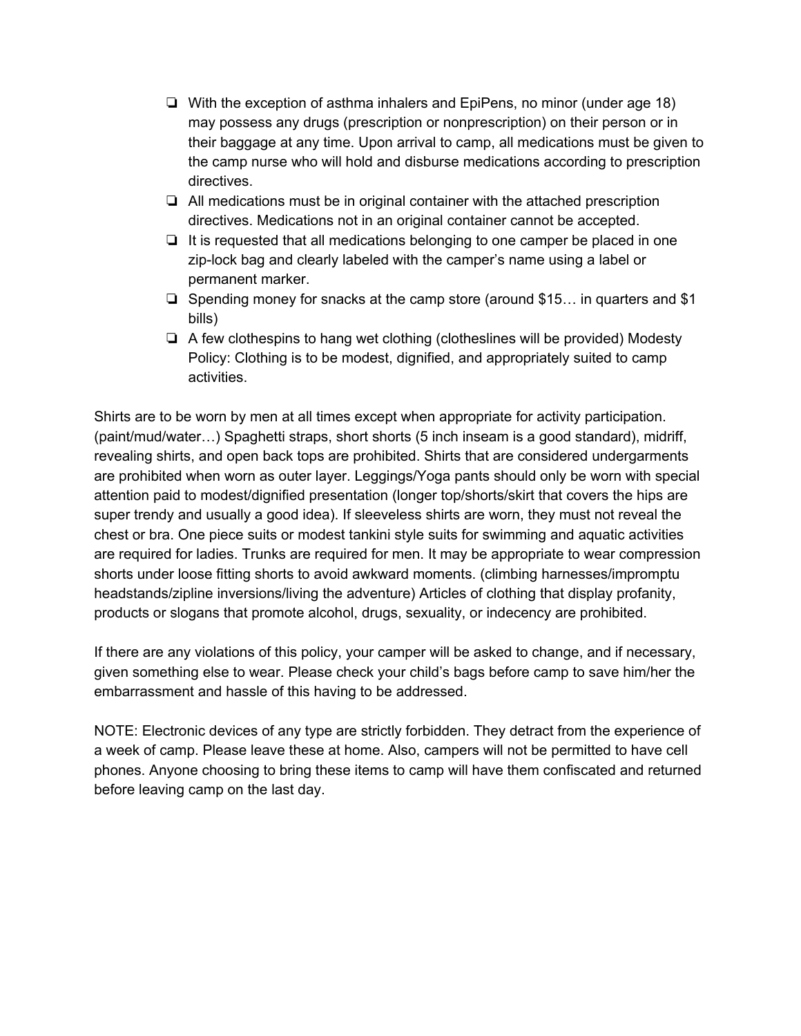- With the exception of asthma inhalers and EpiPens, no minor (under age 18) may possess any drugs (prescription or nonprescription) on their person or in their baggage at any time. Upon arrival to camp, all medications must be given to the camp nurse who will hold and disburse medications according to prescription directives.
- All medications must be in original container with the attached prescription directives. Medications not in an original container cannot be accepted.
- It is requested that all medications belonging to one camper be placed in one zip-lock bag and clearly labeled with the camper's name using a label or permanent marker.
- Spending money for snacks at the camp store (around $15… in quarters and $1 bills)
- A few clothespins to hang wet clothing (clotheslines will be provided) Modesty Policy: Clothing is to be modest, dignified, and appropriately suited to camp activities.

Shirts are to be worn by men at all times except when appropriate for activity participation. (paint/mud/water…) Spaghetti straps, short shorts (5 inch inseam is a good standard), midriff, revealing shirts, and open back tops are prohibited. Shirts that are considered undergarments are prohibited when worn as outer layer. Leggings/Yoga pants should only be worn with special attention paid to modest/dignified presentation (longer top/shorts/skirt that covers the hips are super trendy and usually a good idea). If sleeveless shirts are worn, they must not reveal the chest or bra. One piece suits or modest tankini style suits for swimming and aquatic activities are required for ladies. Trunks are required for men. It may be appropriate to wear compression shorts under loose fitting shorts to avoid awkward moments. (climbing harnesses/impromptu headstands/zipline inversions/living the adventure) Articles of clothing that display profanity, products or slogans that promote alcohol, drugs, sexuality, or indecency are prohibited.

If there are any violations of this policy, your camper will be asked to change, and if necessary, given something else to wear. Please check your child's bags before camp to save him/her the embarrassment and hassle of this having to be addressed.

NOTE: Electronic devices of any type are strictly forbidden. They detract from the experience of a week of camp. Please leave these at home. Also, campers will not be permitted to have cell phones. Anyone choosing to bring these items to camp will have them confiscated and returned before leaving camp on the last day.